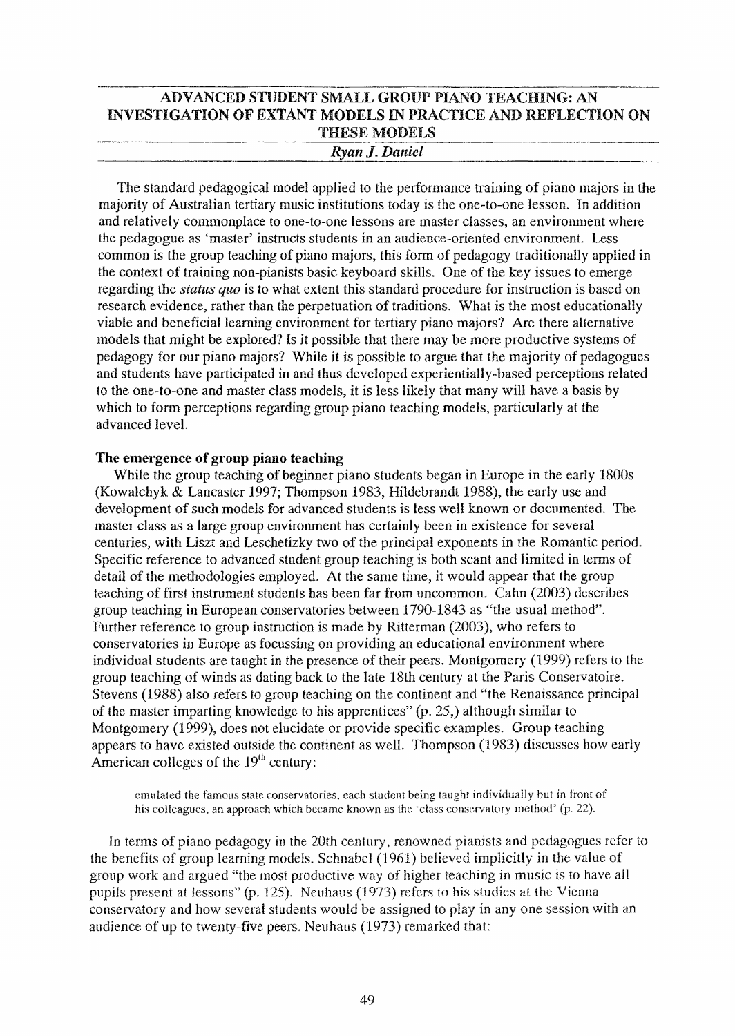# ADVANCED STUDENT SMALL GROUP PIANO TEACHING: AN INVESTIGATION OF EXTANT MODELS IN PRACTICE AND REFLECTION ON THESE MODELS

*Ryan J. Daniel*

The standard pedagogical model applied to the performance training of piano majors in the majority of Australian tertiary music institutions today is the one-to-one lesson. In addition and relatively commonplace to one-to-one lessons are master classes, an environment where the pedagogue as 'master' instructs students in an audience-oriented environment. Less common is the group teaching of piano majors, this form of pedagogy traditionally applied in the context of training non-pianists basic keyboard skills. One of the key issues to emerge regarding the *status quo* is to what extent this standard procedure for instruction is based on research evidence, rather than the perpetuation of traditions. What is the most educationally viable and beneficial learning environment for tertiary piano majors? Are there alternative models that might be explored? Is it possible that there may be more productive systems of pedagogy for our piano majors? While it is possible to argue that the majority of pedagogues and students have participated in and thus developed experientially-based perceptions related to the one-to-one and master class models, it is less likely that many will have a basis by which to form perceptions regarding group piano teaching models, particularly at the advanced level.

**The emergence of group piano teaching**

While the group teaching of beginner piano students began in Europe in the early 1800s (Kowalchyk & Lancaster 1997; Thompson 1983, Hildebrandt 1988), the early use and development of such models for advanced students is less well known or documented. The master class as a large group environment has certainly been in existence for several centuries, with Liszt and Leschetizky two of the principal exponents in the Romantic period. Specific reference to advanced student group teaching is both scant and limited in terms of detail of the methodologies employed. At the same time, it would appear that the group teaching of first instrument students has been far from uncommon. Cahn (2003) describes group teaching in European conservatories between 1790-1843 as "the usual method". Further reference to group instruction is made by Ritterman (2003), who refers to conservatories in Europe as focussing on providing an educational environment where individual students are taught in the presence of their peers. Montgomery (1999) refers to the group teaching of winds as dating back to the late 18th century at the Paris Conservatoire. Stevens (1988) also refers to group teaching on the continent and "the Renaissance principal of the master imparting knowledge to his apprentices" (p. 25,) although similar to Montgomery (1999), does not elucidate or provide specific examples. Group teaching appears to have existed outside the continent as well. Thompson (1983) discusses how early American colleges of the 19th century:

> emulated the famous state conservatories, each student being taught individually but in front of his colleagues, an approach which became known as the 'class conservatory method' (p. 22).

In terms of piano pedagogy in the 20th century, renowned pianists and pedagogues refer to the benefits of group learning models. Schnabel (1961) believed implicitly in the value of group work and argued "the most productive way of higher teaching in music is to have all pupils present at lessons" (p. 125). Neuhaus (1973) refers to his studies at the Vienna conservatory and how several students would be assigned to play in any one session with an audience of up to twenty-five peers. Neuhaus (1973) remarked that: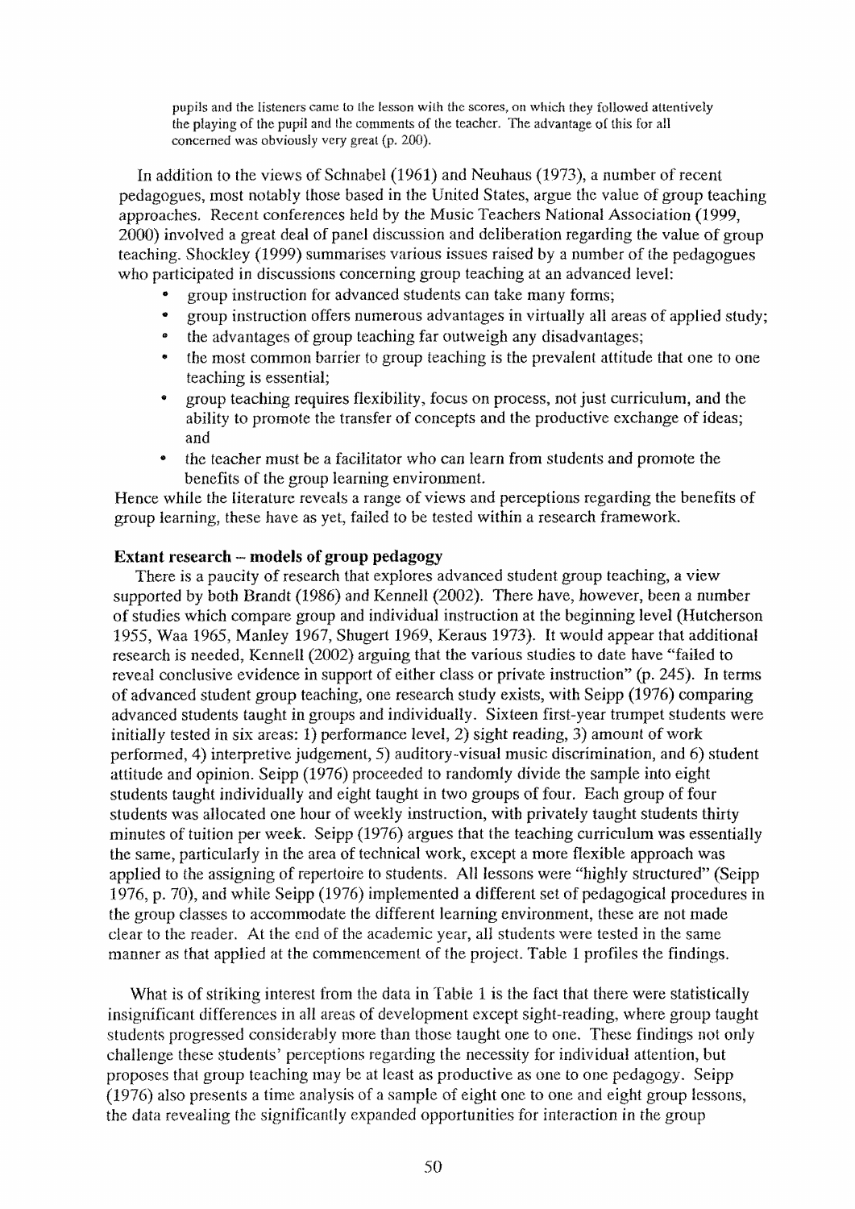pupils and the listeners came to the lesson with the scores, on which they followed attentively the playing of the pupil and the comments of the teacher. The advantage of this for all concerned was obviously very great (p. 200).

In addition to the views of Schnabel (1961) and Neuhaus (1973), a number of recent pedagogues, most notably those based in the United States, argue the value of group teaching approaches. Recent conferences held by the Music Teachers National Association (1999, 2000) involved a great deal of panel discussion and deliberation regarding the value of group teaching. Shockley (1999) summarises various issues raised by a number of the pedagogues who participated in discussions concerning group teaching at an advanced level:

- group instruction for advanced students can take many forms;
- group instruction offers numerous advantages in virtually all areas of applied study;
- the advantages of group teaching far outweigh any disadvantages;
- the most common barrier to group teaching is the prevalent attitude that one to one teaching is essential;
- group teaching requires flexibility, focus on process, not just curriculum, and the ability to promote the transfer of concepts and the productive exchange of ideas; and
- the teacher must be a facilitator who can learn from students and promote the benefits of the group learning environment.

Hence while the literature reveals a range of views and perceptions regarding the benefits of group learning, these have as yet, failed to be tested within a research framework.

**Extant research – models of group pedagogy**

There is a paucity of research that explores advanced student group teaching, a view supported by both Brandt (1986) and Kennell (2002). There have, however, been a number of studies which compare group and individual instruction at the beginning level (Hutcherson 1955, Waa 1965, Manley 1967, Shugert 1969, Keraus 1973). It would appear that additional research is needed, Kennell (2002) arguing that the various studies to date have "failed to reveal conclusive evidence in support of either class or private instruction" (p. 245). In terms of advanced student group teaching, one research study exists, with Seipp (1976) comparing advanced students taught in groups and individually. Sixteen first-year trumpet students were initially tested in six areas: 1) performance level, 2) sight reading, 3) amount of work performed, 4) interpretive judgement, 5) auditory-visual music discrimination, and 6) student attitude and opinion. Seipp (1976) proceeded to randomly divide the sample into eight students taught individually and eight taught in two groups of four. Each group of four students was allocated one hour of weekly instruction, with privately taught students thirty minutes of tuition per week. Seipp (1976) argues that the teaching curriculum was essentially the same, particularly in the area of technical work, except a more flexible approach was applied to the assigning of repertoire to students. All lessons were "highly structured" (Seipp 1976, p. 70), and while Seipp (1976) implemented a different set of pedagogical procedures in the group classes to accommodate the different learning environment, these are not made clear to the reader. At the end of the academic year, all students were tested in the same manner as that applied at the commencement of the project. Table 1 profiles the findings.

What is of striking interest from the data in Table 1 is the fact that there were statistically insignificant differences in all areas of development except sight-reading, where group taught students progressed considerably more than those taught one to one. These findings not only challenge these students' perceptions regarding the necessity for individual attention, but proposes that group teaching may be at least as productive as one to one pedagogy. Seipp (1976) also presents a time analysis of a sample of eight one to one and eight group lessons, the data revealing the significantly expanded opportunities for interaction in the group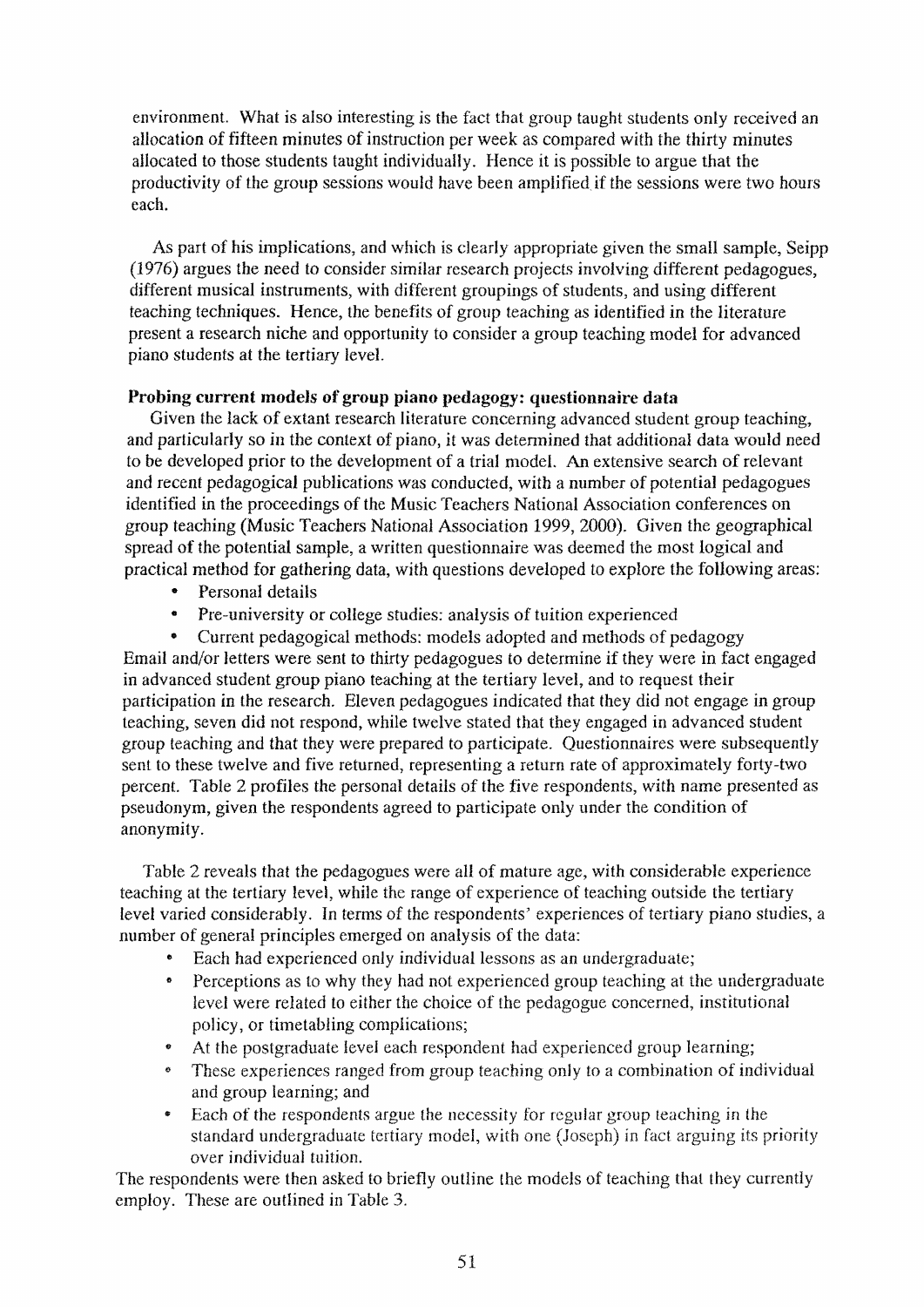environment. What is also interesting is the fact that group taught students only received an allocation of fifteen minutes of instruction per week as compared with the thirty minutes allocated to those students taught individually. Hence it is possible to argue that the productivity of the group sessions would have been amplified if the sessions were two hours each.

As part of his implications, and which is clearly appropriate given the small sample, Seipp (1976) argues the need to consider similar research projects involving different pedagogues, different musical instruments, with different groupings of students, and using different teaching techniques. Hence, the benefits of group teaching as identified in the literature present a research niche and opportunity to consider a group teaching model for advanced piano students at the tertiary level.

**Probing current models of group piano pedagogy: questionnaire data**

Given the lack of extant research literature concerning advanced student group teaching, and particularly so in the context of piano, it was determined that additional data would need to be developed prior to the development of a trial model. An extensive search of relevant and recent pedagogical publications was conducted, with a number of potential pedagogues identified in the proceedings of the Music Teachers National Association conferences on group teaching (Music Teachers National Association 1999, 2000). Given the geographical spread of the potential sample, a written questionnaire was deemed the most logical and practical method for gathering data, with questions developed to explore the following areas:

- Personal details
- Pre-university or college studies: analysis of tuition experienced
- Current pedagogical methods: models adopted and methods of pedagogy

Email and/or letters were sent to thirty pedagogues to determine if they were in fact engaged in advanced student group piano teaching at the tertiary level, and to request their participation in the research. Eleven pedagogues indicated that they did not engage in group teaching, seven did not respond, while twelve stated that they engaged in advanced student group teaching and that they were prepared to participate. Questionnaires were subsequently sent to these twelve and five returned, representing a return rate of approximately forty-two percent. Table 2 profiles the personal details of the five respondents, with name presented as pseudonym, given the respondents agreed to participate only under the condition of anonymity.

Table 2 reveals that the pedagogues were all of mature age, with considerable experience teaching at the tertiary level, while the range of experience of teaching outside the tertiary level varied considerably. In terms of the respondents' experiences of tertiary piano studies, a number of general principles emerged on analysis of the data:

- Each had experienced only individual lessons as an undergraduate;
- Perceptions as to why they had not experienced group teaching at the undergraduate level were related to either the choice of the pedagogue concerned, institutional policy, or timetabling complications;
- At the postgraduate level each respondent had experienced group learning;
- These experiences ranged from group teaching only to a combination of individual and group learning; and
- Each of the respondents argue the necessity for regular group teaching in the standard undergraduate tertiary model, with one (Joseph) in fact arguing its priority over individual tuition.

The respondents were then asked to briefly outline the models of teaching that they currently employ. These are outlined in Table 3.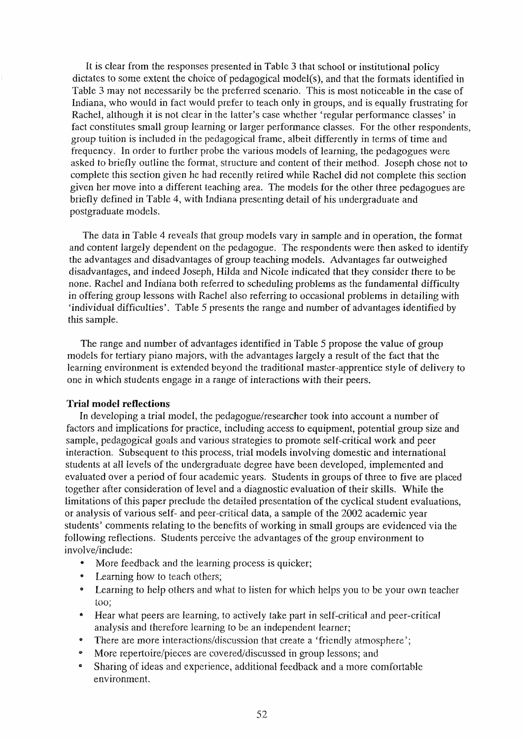It is clear from the responses presented in Table 3 that school or institutional policy dictates to some extent the choice of pedagogical model(s), and that the formats identified in Table 3 may not necessarily be the preferred scenario. This is most noticeable in the case of Indiana, who would in fact would prefer to teach only in groups, and is equally frustrating for Rachel, although it is not clear in the latter's case whether 'regular performance classes' in fact constitutes small group learning or larger performance classes. For the other respondents, group tuition is included in the pedagogical frame, albeit differently in terms of time and frequency. In order to further probe the various models of learning, the pedagogues were asked to briefly outline the format, structure and content of their method. Joseph chose not to complete this section given he had recently retired while Rachel did not complete this section given her move into a different teaching area. The models for the other three pedagogues are briefly defined in Table 4, with Indiana presenting detail of his undergraduate and postgraduate models.

The data in Table 4 reveals that group models vary in sample and in operation, the format and content largely dependent on the pedagogue. The respondents were then asked to identify the advantages and disadvantages of group teaching models. Advantages far outweighed disadvantages, and indeed Joseph, Hilda and Nicole indicated that they consider there to be none. Rachel and Indiana both referred to scheduling problems as the fundamental difficulty in offering group lessons with Rachel also referring to occasional problems in detailing with 'individual difficulties'. Table 5 presents the range and number of advantages identified by this sample.

The range and number of advantages identified in Table 5 propose the value of group models for tertiary piano majors, with the advantages largely a result of the fact that the learning environment is extended beyond the traditional master-apprentice style of delivery to one in which students engage in a range of interactions with their peers.

**Trial model reflections**

In developing a trial model, the pedagogue/researcher took into account a number of factors and implications for practice, including access to equipment, potential group size and sample, pedagogical goals and various strategies to promote self-critical work and peer interaction. Subsequent to this process, trial models involving domestic and international students at all levels of the undergraduate degree have been developed, implemented and evaluated over a period of four academic years. Students in groups of three to five are placed together after consideration of level and a diagnostic evaluation of their skills. While the limitations of this paper preclude the detailed presentation of the cyclical student evaluations, or analysis of various self- and peer-critical data, a sample of the 2002 academic year students' comments relating to the benefits of working in small groups are evidenced via the following reflections. Students perceive the advantages of the group environment to involve/include:

- More feedback and the learning process is quicker;
- Learning how to teach others;
- Learning to help others and what to listen for which helps you to be your own teacher too;
- Hear what peers are learning, to actively take part in self-critical and peer-critical analysis and therefore learning to be an independent learner;
- There are more interactions/discussion that create a 'friendly atmosphere';
- More repertoire/pieces are covered/discussed in group lessons; and
- Sharing of ideas and experience, additional feedback and a more comfortable environment.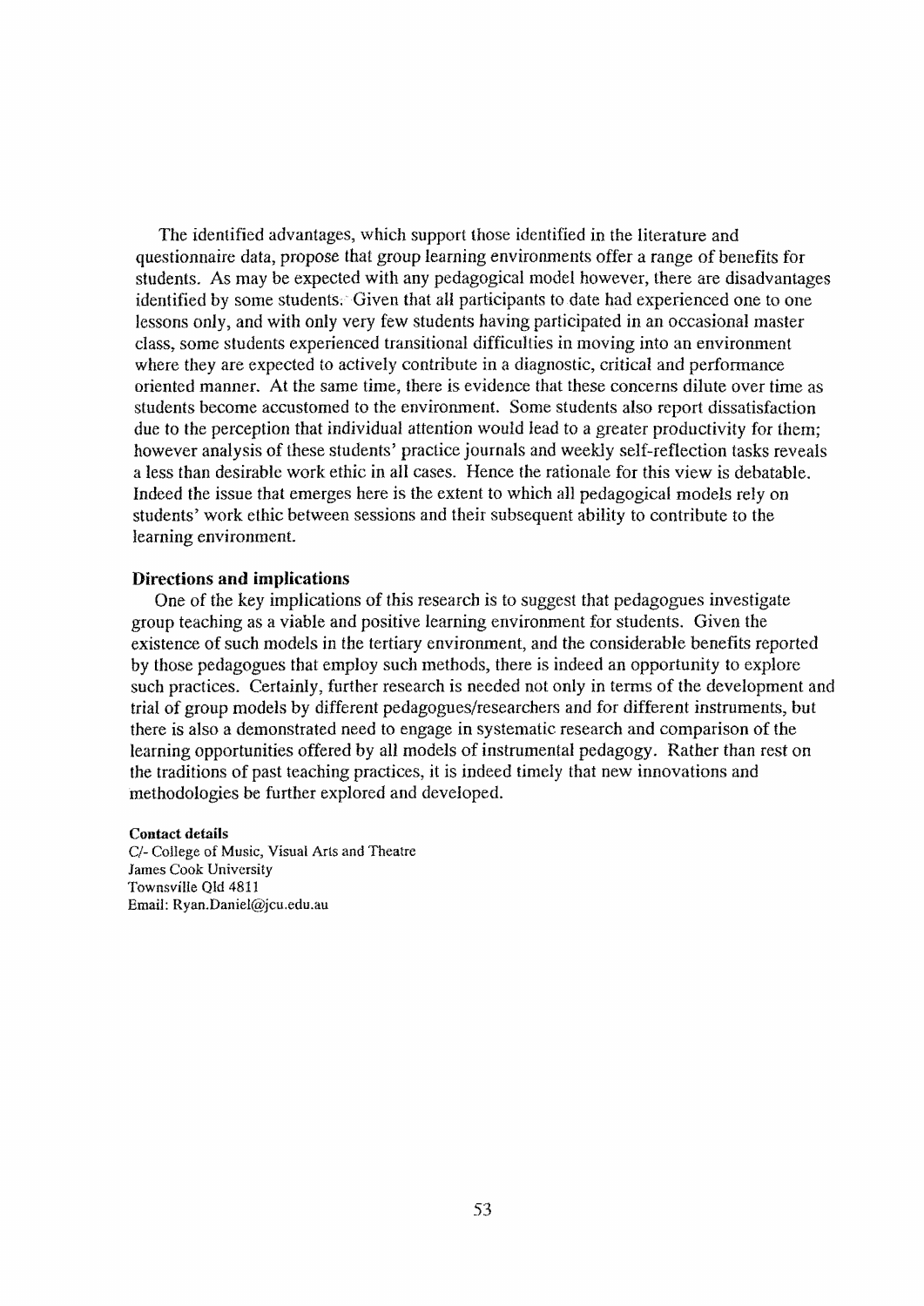The identified advantages, which support those identified in the literature and questionnaire data, propose that group learning environments offer a range of benefits for students. As may be expected with any pedagogical model however, there are disadvantages identified by some students. Given that all participants to date had experienced one to one lessons only, and with only very few students having participated in an occasional master class, some students experienced transitional difficulties in moving into an environment where they are expected to actively contribute in a diagnostic, critical and performance oriented manner. At the same time, there is evidence that these concerns dilute over time as students become accustomed to the environment. Some students also report dissatisfaction due to the perception that individual attention would lead to a greater productivity for them; however analysis of these students' practice journals and weekly self-reflection tasks reveals a less than desirable work ethic in all cases. Hence the rationale for this view is debatable. Indeed the issue that emerges here is the extent to which all pedagogical models rely on students' work ethic between sessions and their subsequent ability to contribute to the learning environment.

## Directions and implications

One of the key implications of this research is to suggest that pedagogues investigate group teaching as a viable and positive learning environment for students. Given the existence of such models in the tertiary environment, and the considerable benefits reported by those pedagogues that employ such methods, there is indeed an opportunity to explore such practices. Certainly, further research is needed not only in terms of the development and trial of group models by different pedagogues/researchers and for different instruments, but there is also a demonstrated need to engage in systematic research and comparison of the learning opportunities offered by all models of instrumental pedagogy. Rather than rest on the traditions of past teaching practices, it is indeed timely that new innovations and methodologies be further explored and developed.

**Contact details**
C/- College of Music, Visual Arts and Theatre
James Cook University
Townsville Qld 4811
Email: Ryan.Daniel@jcu.edu.au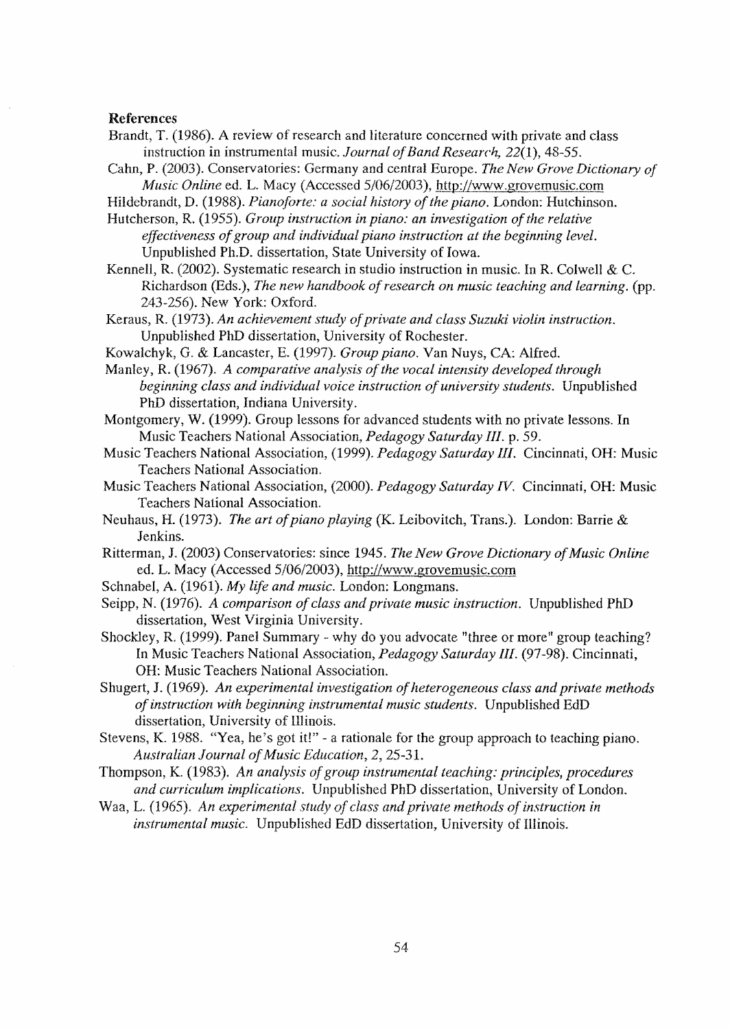## References

Brandt, T. (1986). A review of research and literature concerned with private and class instruction in instrumental music. *Journal of Band Research, 22*(1), 48-55.

Cahn, P. (2003). Conservatories: Germany and central Europe. *The New Grove Dictionary of Music Online* ed. L. Macy (Accessed 5/06/2003), http://www.grovemusic.com

Hildebrandt, D. (1988). *Pianoforte: a social history of the piano*. London: Hutchinson.

Hutcherson, R. (1955). *Group instruction in piano: an investigation of the relative effectiveness of group and individual piano instruction at the beginning level.* Unpublished Ph.D. dissertation, State University of Iowa.

Kennell, R. (2002). Systematic research in studio instruction in music. In R. Colwell & C. Richardson (Eds.), *The new handbook of research on music teaching and learning*. (pp. 243-256). New York: Oxford.

Keraus, R. (1973). *An achievement study of private and class Suzuki violin instruction.* Unpublished PhD dissertation, University of Rochester.

Kowalchyk, G. & Lancaster, E. (1997). *Group piano*. Van Nuys, CA: Alfred.

Manley, R. (1967). *A comparative analysis of the vocal intensity developed through beginning class and individual voice instruction of university students.* Unpublished PhD dissertation, Indiana University.

Montgomery, W. (1999). Group lessons for advanced students with no private lessons. In Music Teachers National Association, *Pedagogy Saturday III*. p. 59.

Music Teachers National Association, (1999). *Pedagogy Saturday III*. Cincinnati, OH: Music Teachers National Association.

Music Teachers National Association, (2000). *Pedagogy Saturday IV*. Cincinnati, OH: Music Teachers National Association.

Neuhaus, H. (1973). *The art of piano playing* (K. Leibovitch, Trans.). London: Barrie & Jenkins.

Ritterman, J. (2003) Conservatories: since 1945. *The New Grove Dictionary of Music Online* ed. L. Macy (Accessed 5/06/2003), http://www.grovemusic.com

Schnabel, A. (1961). *My life and music*. London: Longmans.

Seipp, N. (1976). *A comparison of class and private music instruction*. Unpublished PhD dissertation, West Virginia University.

Shockley, R. (1999). Panel Summary - why do you advocate "three or more" group teaching? In Music Teachers National Association, *Pedagogy Saturday III*. (97-98). Cincinnati, OH: Music Teachers National Association.

Shugert, J. (1969). *An experimental investigation of heterogeneous class and private methods of instruction with beginning instrumental music students*. Unpublished EdD dissertation, University of Illinois.

Stevens, K. 1988. "Yea, he's got it!" - a rationale for the group approach to teaching piano. *Australian Journal of Music Education, 2*, 25-31.

Thompson, K. (1983). *An analysis of group instrumental teaching: principles, procedures and curriculum implications*. Unpublished PhD dissertation, University of London.

Waa, L. (1965). *An experimental study of class and private methods of instruction in instrumental music*. Unpublished EdD dissertation, University of Illinois.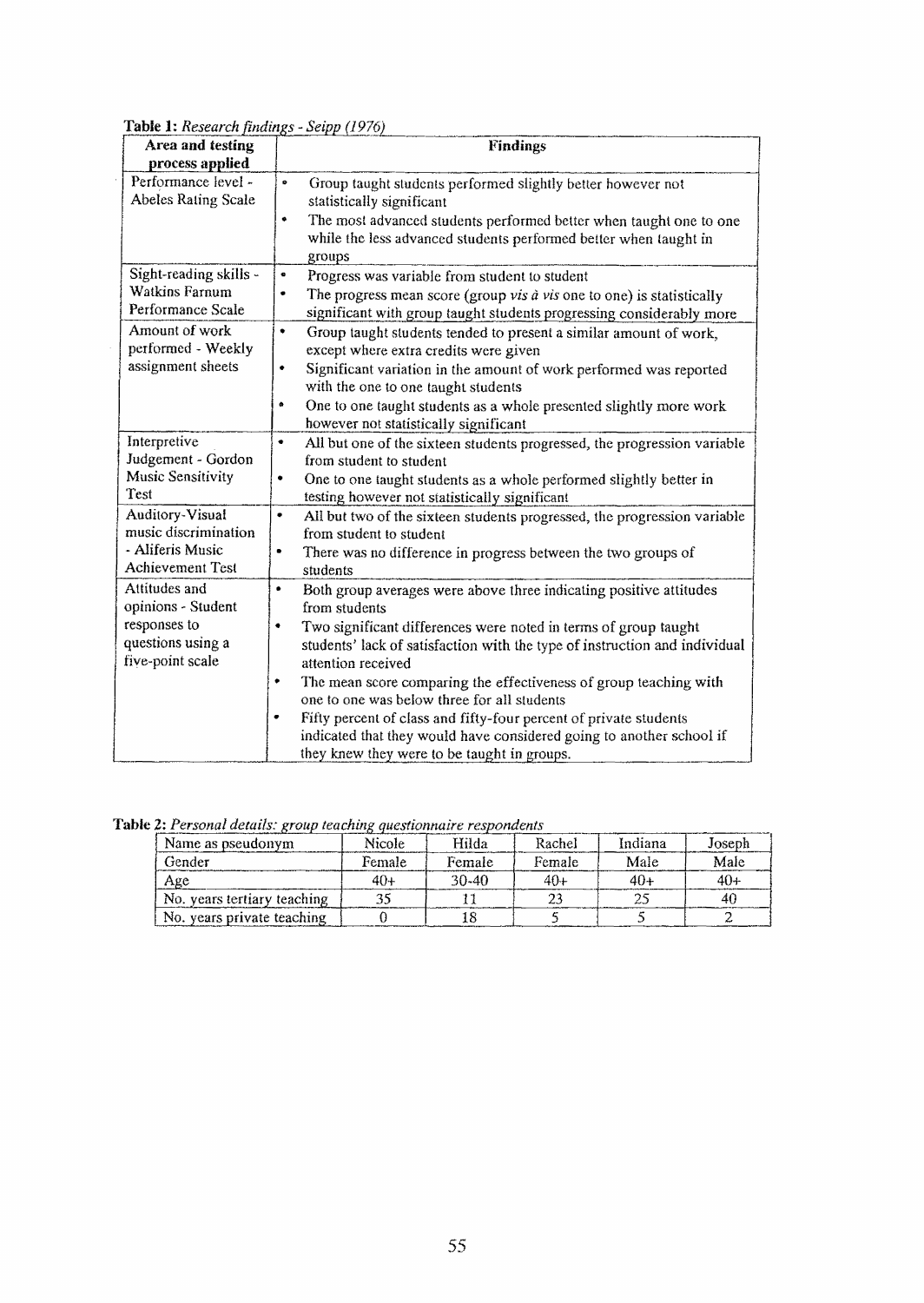**Table 1:** *Research findings - Seipp (1976)*

| Area and testing process applied | Findings |
|---|---|
| Performance level - Abeles Rating Scale | • Group taught students performed slightly better however not statistically significant<br>• The most advanced students performed better when taught one to one while the less advanced students performed better when taught in groups |
| Sight-reading skills - Watkins Farnum Performance Scale | • Progress was variable from student to student<br>• The progress mean score (group *vis à vis* one to one) is statistically significant with group taught students progressing considerably more |
| Amount of work performed - Weekly assignment sheets | • Group taught students tended to present a similar amount of work, except where extra credits were given<br>• Significant variation in the amount of work performed was reported with the one to one taught students<br>• One to one taught students as a whole presented slightly more work however not statistically significant |
| Interpretive Judgement - Gordon Music Sensitivity Test | • All but one of the sixteen students progressed, the progression variable from student to student<br>• One to one taught students as a whole performed slightly better in testing however not statistically significant |
| Auditory-Visual music discrimination - Aliferis Music Achievement Test | • All but two of the sixteen students progressed, the progression variable from student to student<br>• There was no difference in progress between the two groups of students |
| Attitudes and opinions - Student responses to questions using a five-point scale | • Both group averages were above three indicating positive attitudes from students<br>• Two significant differences were noted in terms of group taught students' lack of satisfaction with the type of instruction and individual attention received<br>• The mean score comparing the effectiveness of group teaching with one to one was below three for all students<br>• Fifty percent of class and fifty-four percent of private students indicated that they would have considered going to another school if they knew they were to be taught in groups. |

**Table 2:** *Personal details: group teaching questionnaire respondents*

| Name as pseudonym | Nicole | Hilda | Rachel | Indiana | Joseph |
|---|---|---|---|---|---|
| Gender | Female | Female | Female | Male | Male |
| Age | 40+ | 30-40 | 40+ | 40+ | 40+ |
| No. years tertiary teaching | 35 | 11 | 23 | 25 | 40 |
| No. years private teaching | 0 | 18 | 5 | 5 | 2 |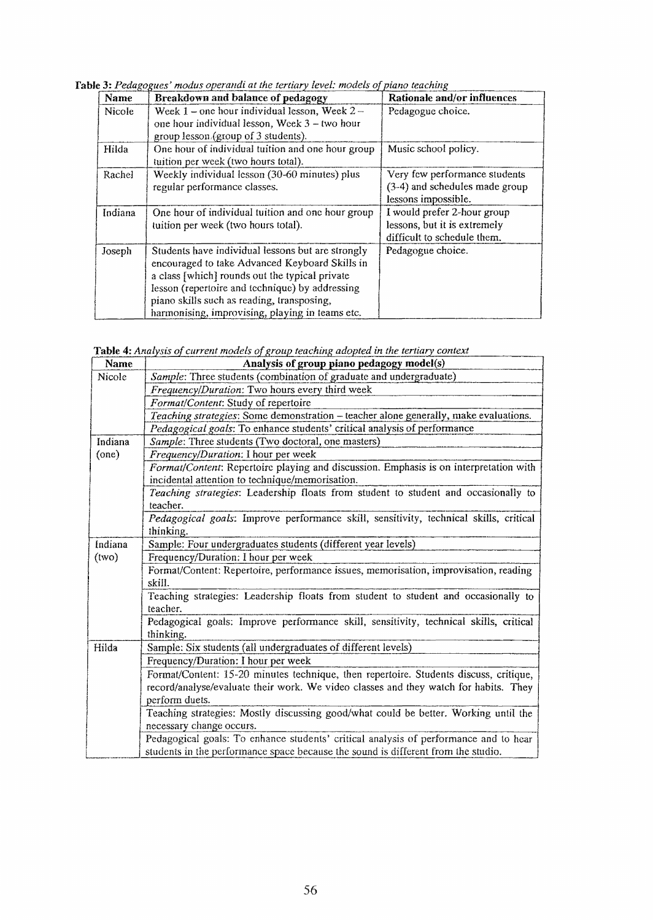**Table 3:** *Pedagogues' modus operandi at the tertiary level: models of piano teaching*

| Name | Breakdown and balance of pedagogy | Rationale and/or influences |
|---|---|---|
| Nicole | Week 1 – one hour individual lesson, Week 2 – one hour individual lesson, Week 3 – two hour group lesson (group of 3 students). | Pedagogue choice. |
| Hilda | One hour of individual tuition and one hour group tuition per week (two hours total). | Music school policy. |
| Rachel | Weekly individual lesson (30-60 minutes) plus regular performance classes. | Very few performance students (3-4) and schedules made group lessons impossible. |
| Indiana | One hour of individual tuition and one hour group tuition per week (two hours total). | I would prefer 2-hour group lessons, but it is extremely difficult to schedule them. |
| Joseph | Students have individual lessons but are strongly encouraged to take Advanced Keyboard Skills in a class [which] rounds out the typical private lesson (repertoire and technique) by addressing piano skills such as reading, transposing, harmonising, improvising, playing in teams etc. | Pedagogue choice. |

**Table 4:** *Analysis of current models of group teaching adopted in the tertiary context*

| Name | Analysis of group piano pedagogy model(s) |
|---|---|
| Nicole | *Sample*: Three students (combination of graduate and undergraduate) |
| | *Frequency/Duration*: Two hours every third week |
| | *Format/Content*: Study of repertoire |
| | *Teaching strategies*: Some demonstration – teacher alone generally, make evaluations. |
| | *Pedagogical goals*: To enhance students' critical analysis of performance |
| Indiana (one) | *Sample*: Three students (Two doctoral, one masters) |
| | *Frequency/Duration*: I hour per week |
| | *Format/Content*: Repertoire playing and discussion. Emphasis is on interpretation with incidental attention to technique/memorisation. |
| | *Teaching strategies*: Leadership floats from student to student and occasionally to teacher. |
| | *Pedagogical goals*: Improve performance skill, sensitivity, technical skills, critical thinking. |
| Indiana (two) | Sample: Four undergraduates students (different year levels) |
| | Frequency/Duration: I hour per week |
| | Format/Content: Repertoire, performance issues, memorisation, improvisation, reading skill. |
| | Teaching strategies: Leadership floats from student to student and occasionally to teacher. |
| | Pedagogical goals: Improve performance skill, sensitivity, technical skills, critical thinking. |
| Hilda | Sample: Six students (all undergraduates of different levels) |
| | Frequency/Duration: I hour per week |
| | Format/Content: 15-20 minutes technique, then repertoire. Students discuss, critique, record/analyse/evaluate their work. We video classes and they watch for habits. They perform duets. |
| | Teaching strategies: Mostly discussing good/what could be better. Working until the necessary change occurs. |
| | Pedagogical goals: To enhance students' critical analysis of performance and to hear students in the performance space because the sound is different from the studio. |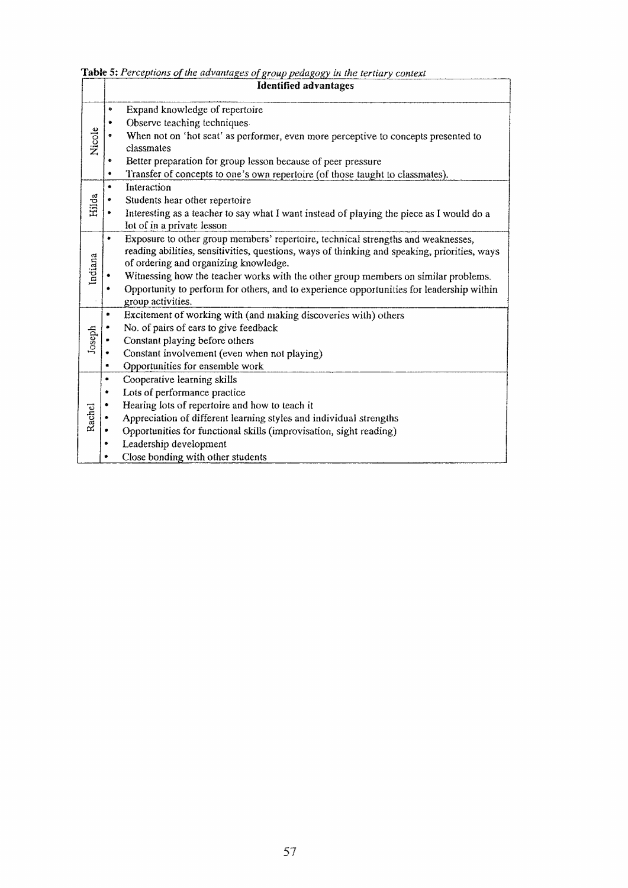**Table 5:** *Perceptions of the advantages of group pedagogy in the tertiary context*

| | Identified advantages |
|---|---|
| Nicole | • Expand knowledge of repertoire<br>• Observe teaching techniques<br>• When not on 'hot seat' as performer, even more perceptive to concepts presented to classmates<br>• Better preparation for group lesson because of peer pressure<br>• Transfer of concepts to one's own repertoire (of those taught to classmates). |
| Hilda | • Interaction<br>• Students hear other repertoire<br>• Interesting as a teacher to say what I want instead of playing the piece as I would do a lot of in a private lesson |
| Indiana | • Exposure to other group members' repertoire, technical strengths and weaknesses, reading abilities, sensitivities, questions, ways of thinking and speaking, priorities, ways of ordering and organizing knowledge.<br>• Witnessing how the teacher works with the other group members on similar problems.<br>• Opportunity to perform for others, and to experience opportunities for leadership within group activities. |
| Joseph | • Excitement of working with (and making discoveries with) others<br>• No. of pairs of ears to give feedback<br>• Constant playing before others<br>• Constant involvement (even when not playing)<br>• Opportunities for ensemble work |
| Rachel | • Cooperative learning skills<br>• Lots of performance practice<br>• Hearing lots of repertoire and how to teach it<br>• Appreciation of different learning styles and individual strengths<br>• Opportunities for functional skills (improvisation, sight reading)<br>• Leadership development<br>• Close bonding with other students |